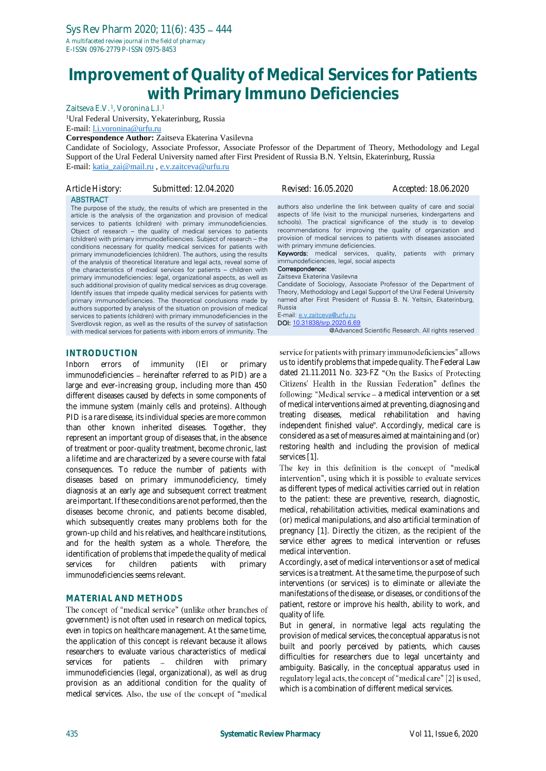# Improvement of Quality of Medical Services for Patients with Primary Immuno Deficiencies

Zaitseva E.V.[1], Voronina L.I.[1]

[1]Ural Federal University, Yekaterinburg, Russia

E-mail: l.i.voronina@urfu.ru

**Correspondence Author:** Zaitseva Ekaterina Vasilevna

Candidate of Sociology, Associate Professor, Associate Professor of the Department of Theory, Methodology and Legal Support of the Ural Federal University named after First President of Russia B.N. Yeltsin, Ekaterinburg, Russia

E-mail: katia_zai@mail.ru , e.v.zaitceva@urfu.ru

Article History: Submitted: 12.04.2020 Revised: 16.05.2020 Accepted: 18.06.2020

## ABSTRACT

The purpose of the study, the results of which are presented in the article is the analysis of the organization and provision of medical services to patients (children) with primary immunodeficiencies. Object of research – the quality of medical services to patients (children) with primary immunodeficiencies. Subject of research – the conditions necessary for quality medical services for patients with primary immunodeficiencies (children). The authors, using the results of the analysis of theoretical literature and legal acts, reveal some of the characteristics of medical services for patients – children with primary immunodeficiencies: legal, organizational aspects, as well as such additional provision of quality medical services as drug coverage. Identify issues that impede quality medical services for patients with primary immunodeficiencies. The theoretical conclusions made by authors supported by analysis of the situation on provision of medical services to patients (children) with primary immunodeficiencies in the Sverdlovsk region, as well as the results of the survey of satisfaction with medical services for patients with inborn errors of immunity. The authors also underline the link between quality of care and social aspects of life (visit to the municipal nurseries, kindergartens and schools). The practical significance of the study is to develop recommendations for improving the quality of organization and provision of medical services to patients with diseases associated with primary immune deficiencies.

**Keywords:** medical services, quality, patients with primary immunodeficiencies, legal, social aspects

**Correspondence:**
Zaitseva Ekaterina Vasilevna
Candidate of Sociology, Associate Professor of the Department of Theory, Methodology and Legal Support of the Ural Federal University named after First President of Russia B. N. Yeltsin, Ekaterinburg, Russia
E-mail: e.v.zaitceva@urfu.ru
**DOI:** 10.31838/srp.2020.6.69

@Advanced Scientific Research. All rights reserved

## INTRODUCTION

Inborn errors of immunity (IEI or primary immunodeficiencies – hereinafter referred to as PID) are a large and ever-increasing group, including more than 450 different diseases caused by defects in some components of the immune system (mainly cells and proteins). Although PID is a rare disease, its individual species are more common than other known inherited diseases. Together, they represent an important group of diseases that, in the absence of treatment or poor-quality treatment, become chronic, last a lifetime and are characterized by a severe course with fatal consequences. To reduce the number of patients with diseases based on primary immunodeficiency, timely diagnosis at an early age and subsequent correct treatment are important. If these conditions are not performed, then the diseases become chronic, and patients become disabled, which subsequently creates many problems both for the grown-up child and his relatives, and healthcare institutions, and for the health system as a whole. Therefore, the identification of problems that impede the quality of medical services for children patients with primary immunodeficiencies seems relevant.

## MATERIAL AND METHODS

The concept of "medical service" (unlike other branches of government) is not often used in research on medical topics, even in topics on healthcare management. At the same time, the application of this concept is relevant because it allows researchers to evaluate various characteristics of medical services for patients – children with primary immunodeficiencies (legal, organizational), as well as drug provision as an additional condition for the quality of medical services. Also, the use of the concept of "medical service for patients with primary immunodeficiencies" allows us to identify problems that impede quality. The Federal Law dated 21.11.2011 No. 323-FZ "On the Basics of Protecting Citizens' Health in the Russian Federation" defines the following: "Medical service – a medical intervention or a set of medical interventions aimed at preventing, diagnosing and treating diseases, medical rehabilitation and having independent finished value". Accordingly, medical care is considered as a set of measures aimed at maintaining and (or) restoring health and including the provision of medical services [1].

The key in this definition is the concept of "medical intervention", using which it is possible to evaluate services as different types of medical activities carried out in relation to the patient: these are preventive, research, diagnostic, medical, rehabilitation activities, medical examinations and (or) medical manipulations, and also artificial termination of pregnancy [1]. Directly the citizen, as the recipient of the service either agrees to medical intervention or refuses medical intervention.

Accordingly, a set of medical interventions or a set of medical services is a treatment. At the same time, the purpose of such interventions (or services) is to eliminate or alleviate the manifestations of the disease, or diseases, or conditions of the patient, restore or improve his health, ability to work, and quality of life.

But in general, in normative legal acts regulating the provision of medical services, the conceptual apparatus is not built and poorly perceived by patients, which causes difficulties for researchers due to legal uncertainty and ambiguity. Basically, in the conceptual apparatus used in regulatory legal acts, the concept of "medical care" [2] is used, which is a combination of different medical services.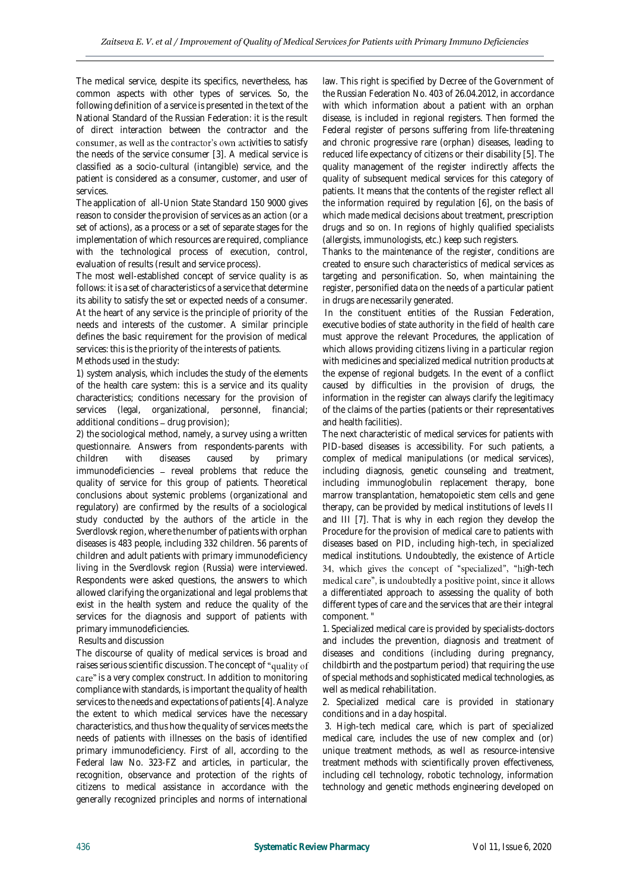The medical service, despite its specifics, nevertheless, has common aspects with other types of services. So, the following definition of a service is presented in the text of the National Standard of the Russian Federation: it is the result of direct interaction between the contractor and the consumer, as well as the contractor's own activities to satisfy the needs of the service consumer [3]. A medical service is classified as a socio-cultural (intangible) service, and the patient is considered as a consumer, customer, and user of services.

The application of all-Union State Standard 150 9000 gives reason to consider the provision of services as an action (or a set of actions), as a process or a set of separate stages for the implementation of which resources are required, compliance with the technological process of execution, control, evaluation of results (result and service process).

The most well-established concept of service quality is as follows: it is a set of characteristics of a service that determine its ability to satisfy the set or expected needs of a consumer. At the heart of any service is the principle of priority of the needs and interests of the customer. A similar principle defines the basic requirement for the provision of medical services: this is the priority of the interests of patients.

Methods used in the study:

1) system analysis, which includes the study of the elements of the health care system: this is a service and its quality characteristics; conditions necessary for the provision of services (legal, organizational, personnel, financial; additional conditions – drug provision);

2) the sociological method, namely, a survey using a written questionnaire. Answers from respondents-parents with children with diseases caused by primary immunodeficiencies – reveal problems that reduce the quality of service for this group of patients. Theoretical conclusions about systemic problems (organizational and regulatory) are confirmed by the results of a sociological study conducted by the authors of the article in the Sverdlovsk region, where the number of patients with orphan diseases is 483 people, including 332 children. 56 parents of children and adult patients with primary immunodeficiency living in the Sverdlovsk region (Russia) were interviewed. Respondents were asked questions, the answers to which allowed clarifying the organizational and legal problems that exist in the health system and reduce the quality of the services for the diagnosis and support of patients with primary immunodeficiencies.

## Results and discussion

The discourse of quality of medical services is broad and raises serious scientific discussion. The concept of "quality of care" is a very complex construct. In addition to monitoring compliance with standards, is important the quality of health services to the needs and expectations of patients [4]. Analyze the extent to which medical services have the necessary characteristics, and thus how the quality of services meets the needs of patients with illnesses on the basis of identified primary immunodeficiency. First of all, according to the Federal law No. 323-FZ and articles, in particular, the recognition, observance and protection of the rights of citizens to medical assistance in accordance with the generally recognized principles and norms of international law. This right is specified by Decree of the Government of the Russian Federation No. 403 of 26.04.2012, in accordance with which information about a patient with an orphan disease, is included in regional registers. Then formed the Federal register of persons suffering from life-threatening and chronic progressive rare (orphan) diseases, leading to reduced life expectancy of citizens or their disability [5]. The quality management of the register indirectly affects the quality of subsequent medical services for this category of patients. It means that the contents of the register reflect all the information required by regulation [6], on the basis of which made medical decisions about treatment, prescription drugs and so on. In regions of highly qualified specialists (allergists, immunologists, etc.) keep such registers.

Thanks to the maintenance of the register, conditions are created to ensure such characteristics of medical services as targeting and personification. So, when maintaining the register, personified data on the needs of a particular patient in drugs are necessarily generated.

In the constituent entities of the Russian Federation, executive bodies of state authority in the field of health care must approve the relevant Procedures, the application of which allows providing citizens living in a particular region with medicines and specialized medical nutrition products at the expense of regional budgets. In the event of a conflict caused by difficulties in the provision of drugs, the information in the register can always clarify the legitimacy of the claims of the parties (patients or their representatives and health facilities).

The next characteristic of medical services for patients with PID-based diseases is accessibility. For such patients, a complex of medical manipulations (or medical services), including diagnosis, genetic counseling and treatment, including immunoglobulin replacement therapy, bone marrow transplantation, hematopoietic stem cells and gene therapy, can be provided by medical institutions of levels II and III [7]. That is why in each region they develop the Procedure for the provision of medical care to patients with diseases based on PID, including high-tech, in specialized medical institutions. Undoubtedly, the existence of Article 34, which gives the concept of "specialized", "high-tech medical care", is undoubtedly a positive point, since it allows a differentiated approach to assessing the quality of both different types of care and the services that are their integral component. "

1. Specialized medical care is provided by specialists-doctors and includes the prevention, diagnosis and treatment of diseases and conditions (including during pregnancy, childbirth and the postpartum period) that requiring the use of special methods and sophisticated medical technologies, as well as medical rehabilitation.

2. Specialized medical care is provided in stationary conditions and in a day hospital.

3. High-tech medical care, which is part of specialized medical care, includes the use of new complex and (or) unique treatment methods, as well as resource-intensive treatment methods with scientifically proven effectiveness, including cell technology, robotic technology, information technology and genetic methods engineering developed on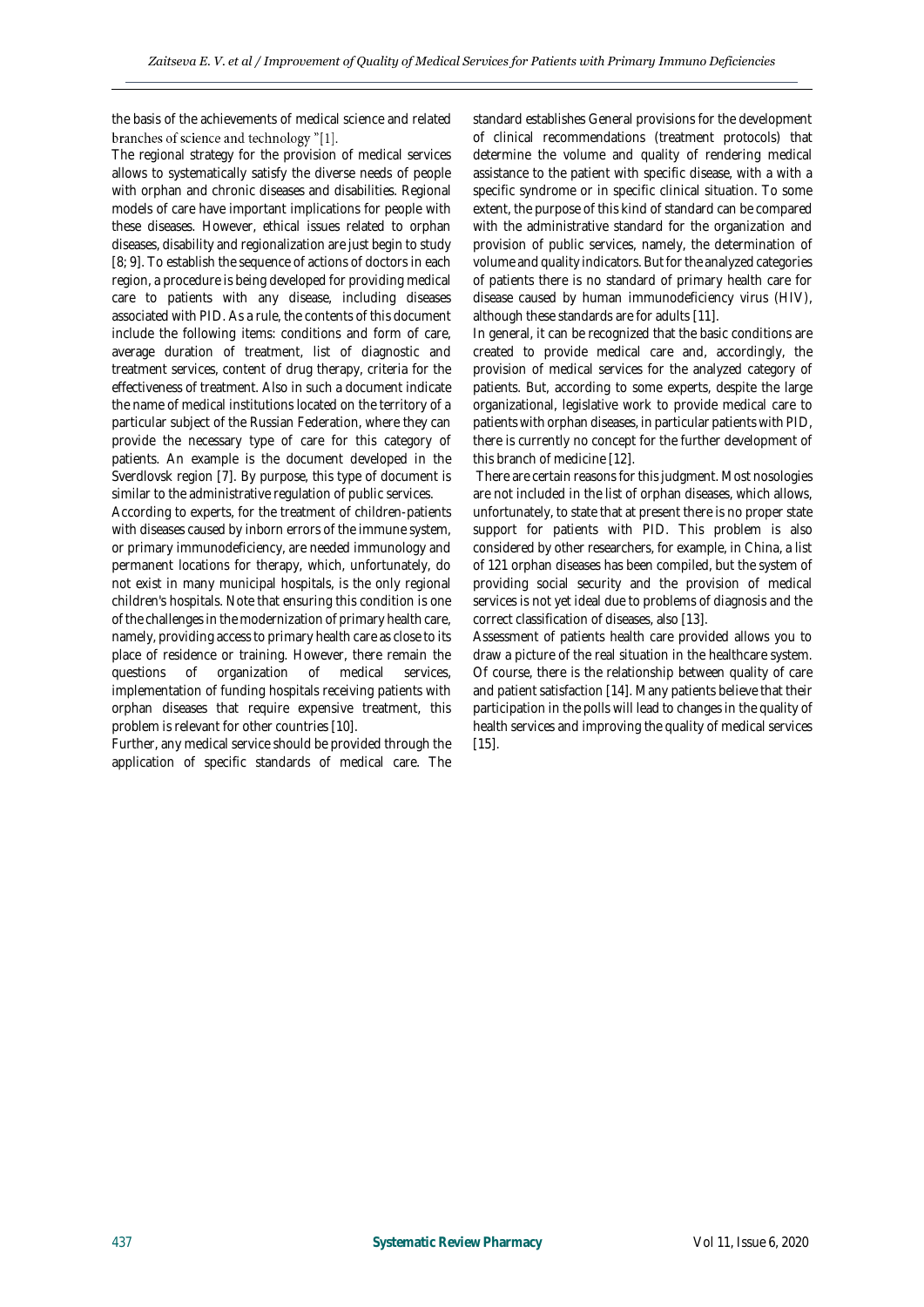the basis of the achievements of medical science and related branches of science and technology "[1].

The regional strategy for the provision of medical services allows to systematically satisfy the diverse needs of people with orphan and chronic diseases and disabilities. Regional models of care have important implications for people with these diseases. However, ethical issues related to orphan diseases, disability and regionalization are just begin to study [8; 9]. To establish the sequence of actions of doctors in each region, a procedure is being developed for providing medical care to patients with any disease, including diseases associated with PID. As a rule, the contents of this document include the following items: conditions and form of care, average duration of treatment, list of diagnostic and treatment services, content of drug therapy, criteria for the effectiveness of treatment. Also in such a document indicate the name of medical institutions located on the territory of a particular subject of the Russian Federation, where they can provide the necessary type of care for this category of patients. An example is the document developed in the Sverdlovsk region [7]. By purpose, this type of document is similar to the administrative regulation of public services.

According to experts, for the treatment of children-patients with diseases caused by inborn errors of the immune system, or primary immunodeficiency, are needed immunology and permanent locations for therapy, which, unfortunately, do not exist in many municipal hospitals, is the only regional children's hospitals. Note that ensuring this condition is one of the challenges in the modernization of primary health care, namely, providing access to primary health care as close to its place of residence or training. However, there remain the questions of organization of medical services, implementation of funding hospitals receiving patients with orphan diseases that require expensive treatment, this problem is relevant for other countries [10].

Further, any medical service should be provided through the application of specific standards of medical care. The standard establishes General provisions for the development of clinical recommendations (treatment protocols) that determine the volume and quality of rendering medical assistance to the patient with specific disease, with a with a specific syndrome or in specific clinical situation. To some extent, the purpose of this kind of standard can be compared with the administrative standard for the organization and provision of public services, namely, the determination of volume and quality indicators. But for the analyzed categories of patients there is no standard of primary health care for disease caused by human immunodeficiency virus (HIV), although these standards are for adults [11].

In general, it can be recognized that the basic conditions are created to provide medical care and, accordingly, the provision of medical services for the analyzed category of patients. But, according to some experts, despite the large organizational, legislative work to provide medical care to patients with orphan diseases, in particular patients with PID, there is currently no concept for the further development of this branch of medicine [12].

There are certain reasons for this judgment. Most nosologies are not included in the list of orphan diseases, which allows, unfortunately, to state that at present there is no proper state support for patients with PID. This problem is also considered by other researchers, for example, in China, a list of 121 orphan diseases has been compiled, but the system of providing social security and the provision of medical services is not yet ideal due to problems of diagnosis and the correct classification of diseases, also [13].

Assessment of patients health care provided allows you to draw a picture of the real situation in the healthcare system. Of course, there is the relationship between quality of care and patient satisfaction [14]. Many patients believe that their participation in the polls will lead to changes in the quality of health services and improving the quality of medical services [15].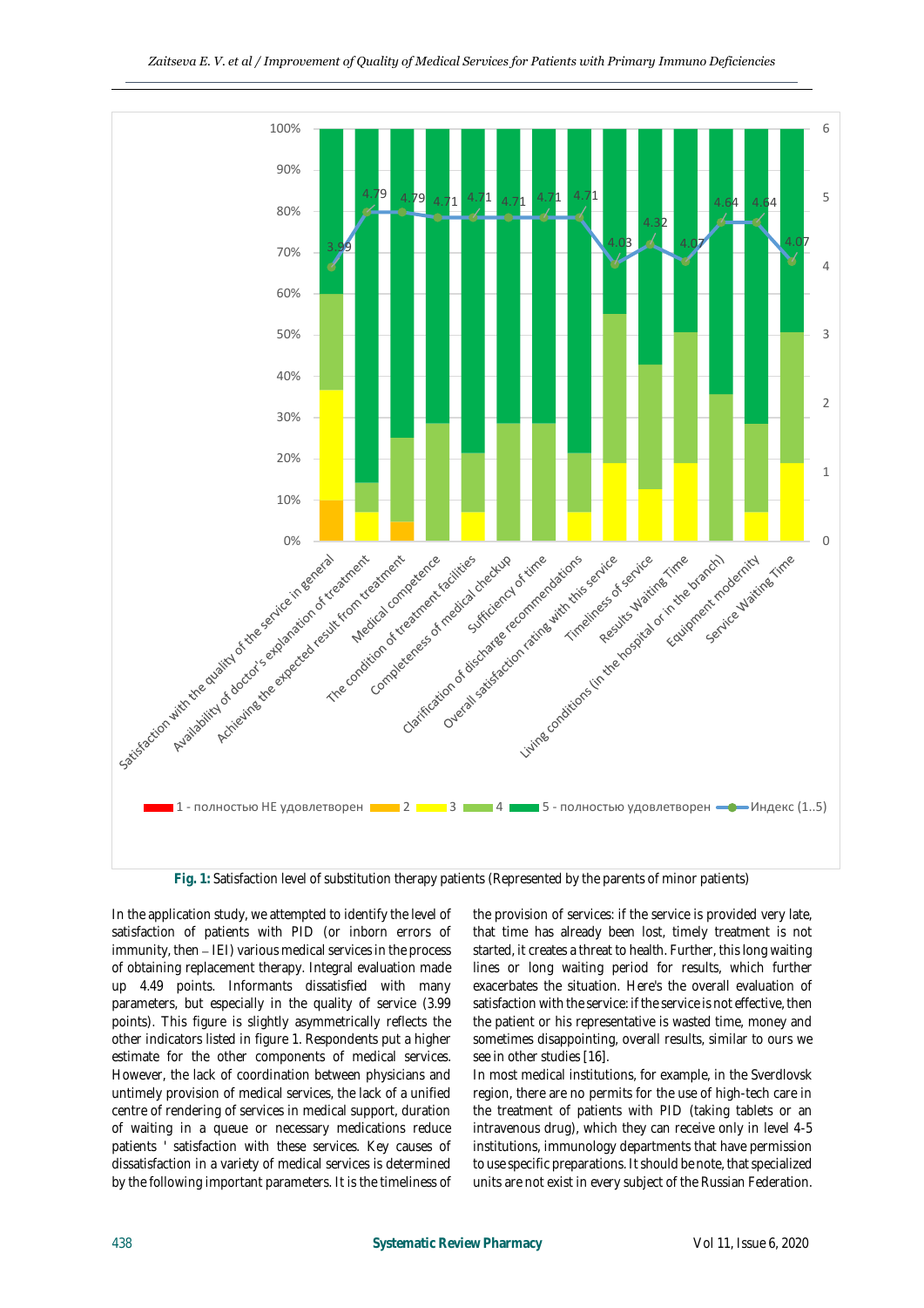**Fig. 1:** Satisfaction level of substitution therapy patients (Represented by the parents of minor patients)

In the application study, we attempted to identify the level of satisfaction of patients with PID (or inborn errors of immunity, then – IEI) various medical services in the process of obtaining replacement therapy. Integral evaluation made up 4.49 points. Informants dissatisfied with many parameters, but especially in the quality of service (3.99 points). This figure is slightly asymmetrically reflects the other indicators listed in figure 1. Respondents put a higher estimate for the other components of medical services. However, the lack of coordination between physicians and untimely provision of medical services, the lack of a unified centre of rendering of services in medical support, duration of waiting in a queue or necessary medications reduce patients ' satisfaction with these services. Key causes of dissatisfaction in a variety of medical services is determined by the following important parameters. It is the timeliness of the provision of services: if the service is provided very late, that time has already been lost, timely treatment is not started, it creates a threat to health. Further, this long waiting lines or long waiting period for results, which further exacerbates the situation. Here's the overall evaluation of satisfaction with the service: if the service is not effective, then the patient or his representative is wasted time, money and sometimes disappointing, overall results, similar to ours we see in other studies [16].

In most medical institutions, for example, in the Sverdlovsk region, there are no permits for the use of high-tech care in the treatment of patients with PID (taking tablets or an intravenous drug), which they can receive only in level 4-5 institutions, immunology departments that have permission to use specific preparations. It should be note, that specialized units are not exist in every subject of the Russian Federation.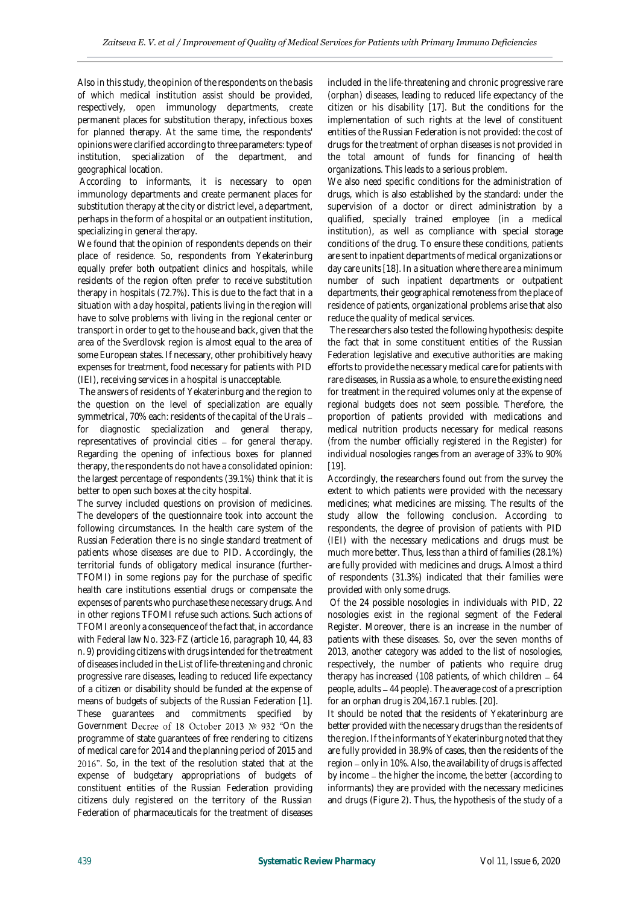Also in this study, the opinion of the respondents on the basis of which medical institution assist should be provided, respectively, open immunology departments, create permanent places for substitution therapy, infectious boxes for planned therapy. At the same time, the respondents' opinions were clarified according to three parameters: type of institution, specialization of the department, and geographical location.

According to informants, it is necessary to open immunology departments and create permanent places for substitution therapy at the city or district level, a department, perhaps in the form of a hospital or an outpatient institution, specializing in general therapy.

We found that the opinion of respondents depends on their place of residence. So, respondents from Yekaterinburg equally prefer both outpatient clinics and hospitals, while residents of the region often prefer to receive substitution therapy in hospitals (72.7%). This is due to the fact that in a situation with a day hospital, patients living in the region will have to solve problems with living in the regional center or transport in order to get to the house and back, given that the area of the Sverdlovsk region is almost equal to the area of some European states. If necessary, other prohibitively heavy expenses for treatment, food necessary for patients with PID (IEI), receiving services in a hospital is unacceptable.

The answers of residents of Yekaterinburg and the region to the question on the level of specialization are equally symmetrical, 70% each: residents of the capital of the Urals – for diagnostic specialization and general therapy, representatives of provincial cities – for general therapy. Regarding the opening of infectious boxes for planned therapy, the respondents do not have a consolidated opinion: the largest percentage of respondents (39.1%) think that it is better to open such boxes at the city hospital.

The survey included questions on provision of medicines. The developers of the questionnaire took into account the following circumstances. In the health care system of the Russian Federation there is no single standard treatment of patients whose diseases are due to PID. Accordingly, the territorial funds of obligatory medical insurance (further-TFOMI) in some regions pay for the purchase of specific health care institutions essential drugs or compensate the expenses of parents who purchase these necessary drugs. And in other regions TFOMI refuse such actions. Such actions of TFOMI are only a consequence of the fact that, in accordance with Federal law No. 323-FZ (article 16, paragraph 10, 44, 83 n. 9) providing citizens with drugs intended for the treatment of diseases included in the List of life-threatening and chronic progressive rare diseases, leading to reduced life expectancy of a citizen or disability should be funded at the expense of means of budgets of subjects of the Russian Federation [1]. These guarantees and commitments specified by Government Decree of 18 October 2013 № 932 "On the programme of state guarantees of free rendering to citizens of medical care for 2014 and the planning period of 2015 and 2016". So, in the text of the resolution stated that at the expense of budgetary appropriations of budgets of constituent entities of the Russian Federation providing citizens duly registered on the territory of the Russian Federation of pharmaceuticals for the treatment of diseases included in the life-threatening and chronic progressive rare (orphan) diseases, leading to reduced life expectancy of the citizen or his disability [17]. But the conditions for the implementation of such rights at the level of constituent entities of the Russian Federation is not provided: the cost of drugs for the treatment of orphan diseases is not provided in the total amount of funds for financing of health organizations. This leads to a serious problem.

We also need specific conditions for the administration of drugs, which is also established by the standard: under the supervision of a doctor or direct administration by a qualified, specially trained employee (in a medical institution), as well as compliance with special storage conditions of the drug. To ensure these conditions, patients are sent to inpatient departments of medical organizations or day care units [18]. In a situation where there are a minimum number of such inpatient departments or outpatient departments, their geographical remoteness from the place of residence of patients, organizational problems arise that also reduce the quality of medical services.

The researchers also tested the following hypothesis: despite the fact that in some constituent entities of the Russian Federation legislative and executive authorities are making efforts to provide the necessary medical care for patients with rare diseases, in Russia as a whole, to ensure the existing need for treatment in the required volumes only at the expense of regional budgets does not seem possible. Therefore, the proportion of patients provided with medications and medical nutrition products necessary for medical reasons (from the number officially registered in the Register) for individual nosologies ranges from an average of 33% to 90% [19].

Accordingly, the researchers found out from the survey the extent to which patients were provided with the necessary medicines; what medicines are missing. The results of the study allow the following conclusion. According to respondents, the degree of provision of patients with PID (IEI) with the necessary medications and drugs must be much more better. Thus, less than a third of families (28.1%) are fully provided with medicines and drugs. Almost a third of respondents (31.3%) indicated that their families were provided with only some drugs.

Of the 24 possible nosologies in individuals with PID, 22 nosologies exist in the regional segment of the Federal Register. Moreover, there is an increase in the number of patients with these diseases. So, over the seven months of 2013, another category was added to the list of nosologies, respectively, the number of patients who require drug therapy has increased (108 patients, of which children – 64 people, adults – 44 people). The average cost of a prescription for an orphan drug is 204,167.1 rubles. [20].

It should be noted that the residents of Yekaterinburg are better provided with the necessary drugs than the residents of the region. If the informants of Yekaterinburg noted that they are fully provided in 38.9% of cases, then the residents of the region – only in 10%. Also, the availability of drugs is affected by income – the higher the income, the better (according to informants) they are provided with the necessary medicines and drugs (Figure 2). Thus, the hypothesis of the study of a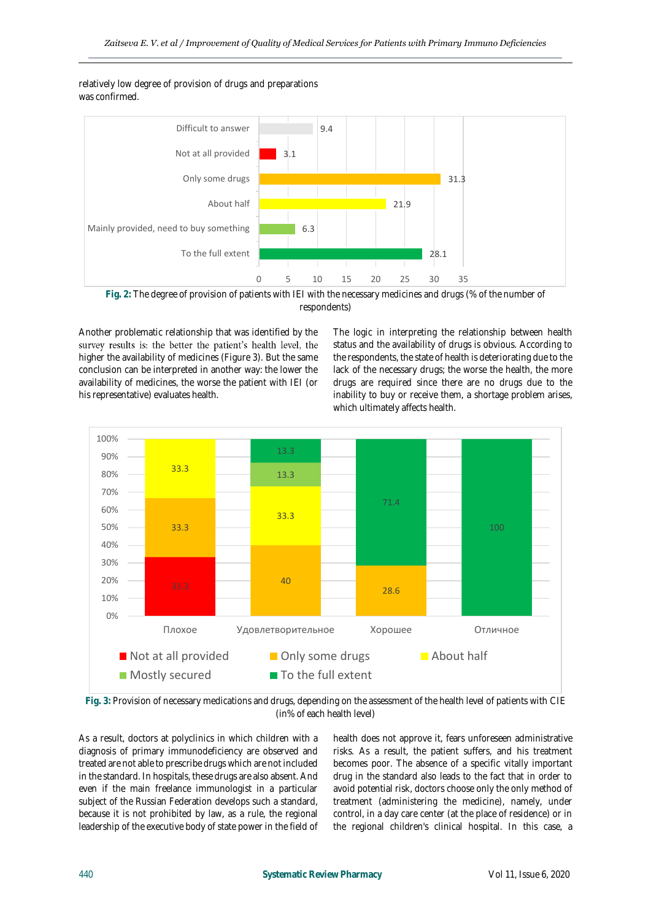relatively low degree of provision of drugs and preparations was confirmed.

| Category | % |
|---|---|
| Difficult to answer | 9.4 |
| Not at all provided | 3.1 |
| Only some drugs | 31.3 |
| About half | 21.9 |
| Mainly provided, need to buy something | 6.3 |
| To the full extent | 28.1 |

**Fig. 2:** The degree of provision of patients with IEI with the necessary medicines and drugs (% of the number of respondents)

Another problematic relationship that was identified by the survey results is: the better the patient's health level, the higher the availability of medicines (Figure 3). But the same conclusion can be interpreted in another way: the lower the availability of medicines, the worse the patient with IEI (or his representative) evaluates health.

The logic in interpreting the relationship between health status and the availability of drugs is obvious. According to the respondents, the state of health is deteriorating due to the lack of the necessary drugs; the worse the health, the more drugs are required since there are no drugs due to the inability to buy or receive them, a shortage problem arises, which ultimately affects health.

| | Плохое | Удовлетворительное | Хорошее | Отличное |
|---|---|---|---|---|
| Not at all provided | 33.3 | | | |
| Only some drugs | 33.3 | 40 | 28.6 | |
| About half | 33.3 | 33.3 | | |
| Mostly secured | | 13.3 | | |
| To the full extent | | 13.3 | 71.4 | 100 |

**Fig. 3:** Provision of necessary medications and drugs, depending on the assessment of the health level of patients with CIE (in% of each health level)

As a result, doctors at polyclinics in which children with a diagnosis of primary immunodeficiency are observed and treated are not able to prescribe drugs which are not included in the standard. In hospitals, these drugs are also absent. And even if the main freelance immunologist in a particular subject of the Russian Federation develops such a standard, because it is not prohibited by law, as a rule, the regional leadership of the executive body of state power in the field of health does not approve it, fears unforeseen administrative risks. As a result, the patient suffers, and his treatment becomes poor. The absence of a specific vitally important drug in the standard also leads to the fact that in order to avoid potential risk, doctors choose only the only method of treatment (administering the medicine), namely, under control, in a day care center (at the place of residence) or in the regional children's clinical hospital. In this case, a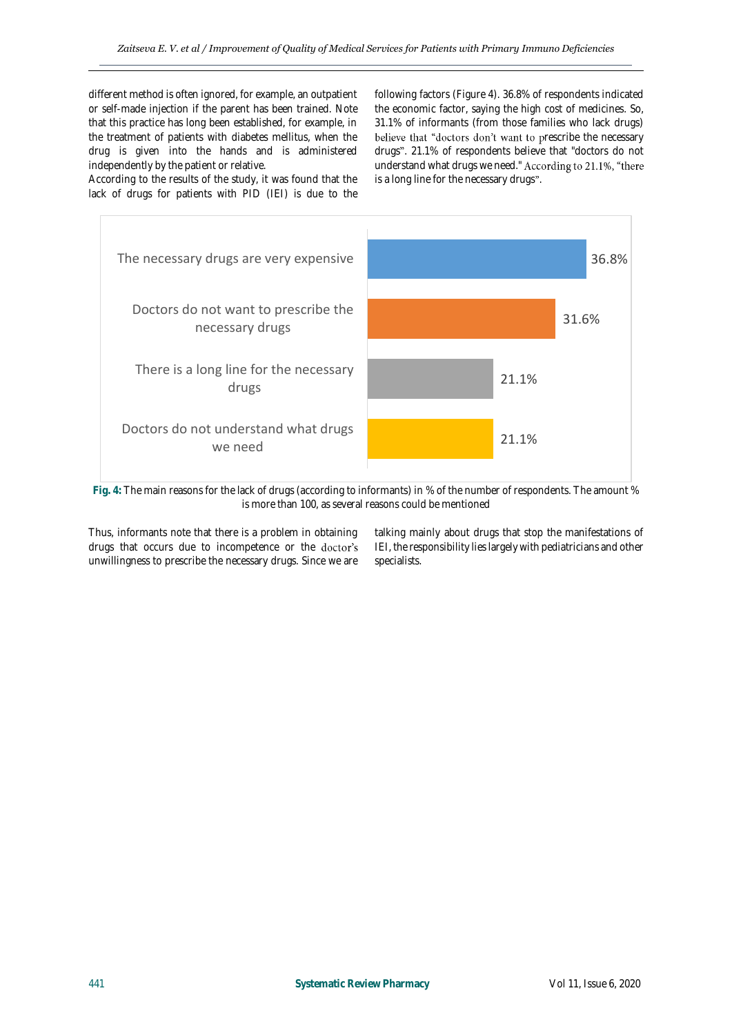different method is often ignored, for example, an outpatient or self-made injection if the parent has been trained. Note that this practice has long been established, for example, in the treatment of patients with diabetes mellitus, when the drug is given into the hands and is administered independently by the patient or relative.

According to the results of the study, it was found that the lack of drugs for patients with PID (IEI) is due to the following factors (Figure 4). 36.8% of respondents indicated the economic factor, saying the high cost of medicines. So, 31.1% of informants (from those families who lack drugs) believe that "doctors don't want to prescribe the necessary drugs". 21.1% of respondents believe that "doctors do not understand what drugs we need." According to 21.1%, "there is a long line for the necessary drugs".

| Reason | % |
|---|---|
| The necessary drugs are very expensive | 36.8% |
| Doctors do not want to prescribe the necessary drugs | 31.6% |
| There is a long line for the necessary drugs | 21.1% |
| Doctors do not understand what drugs we need | 21.1% |

**Fig. 4:** The main reasons for the lack of drugs (according to informants) in % of the number of respondents. The amount % is more than 100, as several reasons could be mentioned

Thus, informants note that there is a problem in obtaining drugs that occurs due to incompetence or the doctor's unwillingness to prescribe the necessary drugs. Since we are talking mainly about drugs that stop the manifestations of IEI, the responsibility lies largely with pediatricians and other specialists.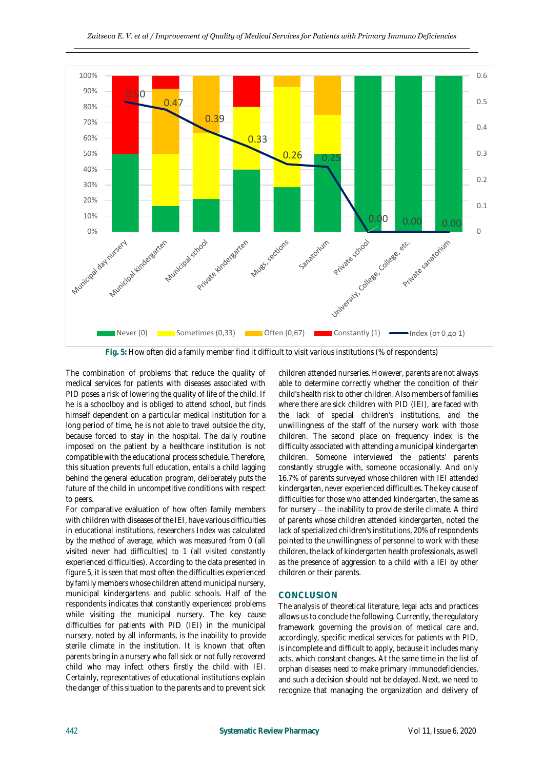Fig. 5: How often did a family member find it difficult to visit various institutions (% of respondents)

The combination of problems that reduce the quality of medical services for patients with diseases associated with PID poses a risk of lowering the quality of life of the child. If he is a schoolboy and is obliged to attend school, but finds himself dependent on a particular medical institution for a long period of time, he is not able to travel outside the city, because forced to stay in the hospital. The daily routine imposed on the patient by a healthcare institution is not compatible with the educational process schedule. Therefore, this situation prevents full education, entails a child lagging behind the general education program, deliberately puts the future of the child in uncompetitive conditions with respect to peers.

For comparative evaluation of how often family members with children with diseases of the IEI, have various difficulties in educational institutions, researchers Index was calculated by the method of average, which was measured from 0 (all visited never had difficulties) to 1 (all visited constantly experienced difficulties). According to the data presented in figure 5, it is seen that most often the difficulties experienced by family members whose children attend municipal nursery, municipal kindergartens and public schools. Half of the respondents indicates that constantly experienced problems while visiting the municipal nursery. The key cause difficulties for patients with PID (IEI) in the municipal nursery, noted by all informants, is the inability to provide sterile climate in the institution. It is known that often parents bring in a nursery who fall sick or not fully recovered child who may infect others firstly the child with IEI. Certainly, representatives of educational institutions explain the danger of this situation to the parents and to prevent sick children attended nurseries. However, parents are not always able to determine correctly whether the condition of their child's health risk to other children. Also members of families where there are sick children with PID (IEI), are faced with the lack of special children's institutions, and the unwillingness of the staff of the nursery work with those children. The second place on frequency index is the difficulty associated with attending a municipal kindergarten children. Someone interviewed the patients' parents constantly struggle with, someone occasionally. And only 16.7% of parents surveyed whose children with IEI attended kindergarten, never experienced difficulties. The key cause of difficulties for those who attended kindergarten, the same as for nursery – the inability to provide sterile climate. A third of parents whose children attended kindergarten, noted the lack of specialized children's institutions, 20% of respondents pointed to the unwillingness of personnel to work with these children, the lack of kindergarten health professionals, as well as the presence of aggression to a child with a IEI by other children or their parents.

## CONCLUSION

The analysis of theoretical literature, legal acts and practices allows us to conclude the following. Currently, the regulatory framework governing the provision of medical care and, accordingly, specific medical services for patients with PID, is incomplete and difficult to apply, because it includes many acts, which constant changes. At the same time in the list of orphan diseases need to make primary immunodeficiencies, and such a decision should not be delayed. Next, we need to recognize that managing the organization and delivery of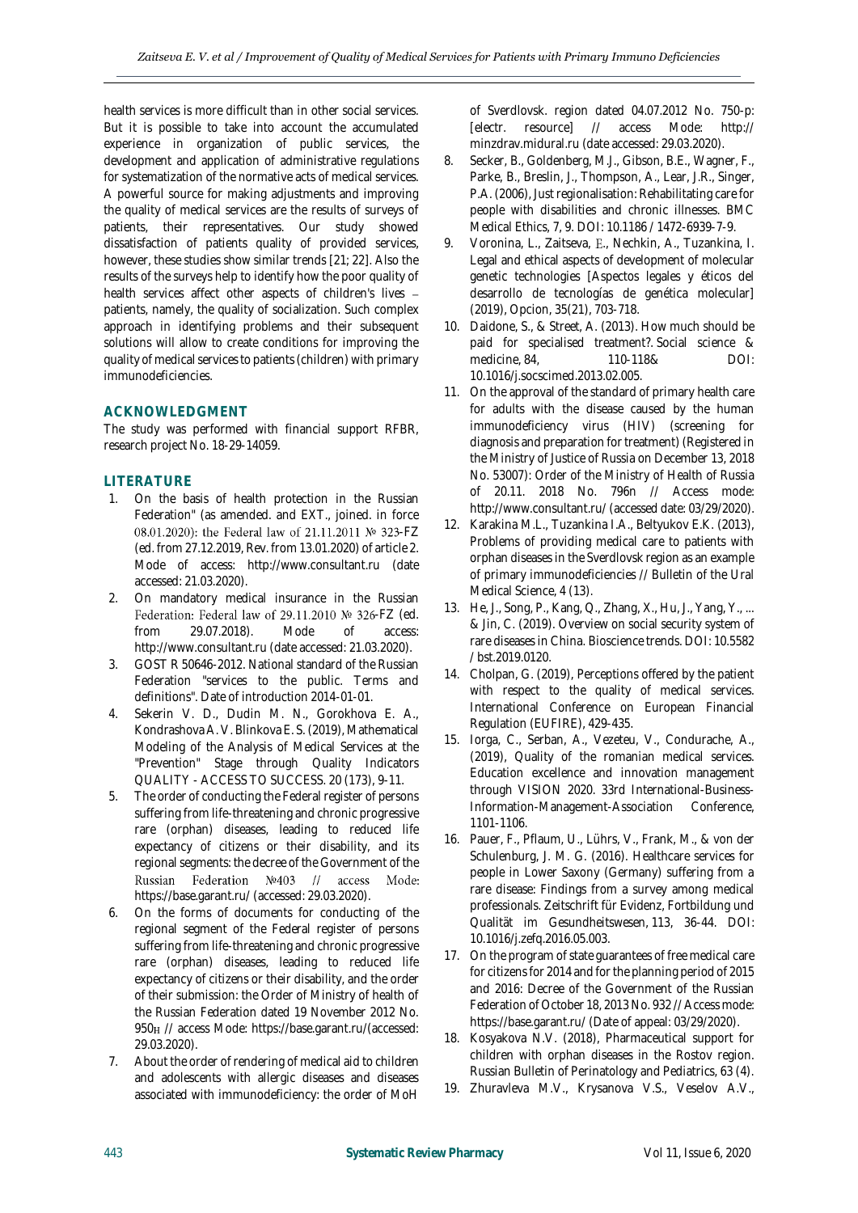health services is more difficult than in other social services. But it is possible to take into account the accumulated experience in organization of public services, the development and application of administrative regulations for systematization of the normative acts of medical services. A powerful source for making adjustments and improving the quality of medical services are the results of surveys of patients, their representatives. Our study showed dissatisfaction of patients quality of provided services, however, these studies show similar trends [21; 22]. Also the results of the surveys help to identify how the poor quality of health services affect other aspects of children's lives – patients, namely, the quality of socialization. Such complex approach in identifying problems and their subsequent solutions will allow to create conditions for improving the quality of medical services to patients (children) with primary immunodeficiencies.

## ACKNOWLEDGMENT

The study was performed with financial support RFBR, research project No. 18-29-14059.

## LITERATURE

1. On the basis of health protection in the Russian Federation" (as amended. and EXT., joined. in force 08.01.2020): the Federal law of 21.11.2011 № 323-FZ (ed. from 27.12.2019, Rev. from 13.01.2020) of article 2. Mode of access: http://www.consultant.ru (date accessed: 21.03.2020).
2. On mandatory medical insurance in the Russian Federation: Federal law of 29.11.2010 № 326-FZ (ed. from 29.07.2018). Mode of access: http://www.consultant.ru (date accessed: 21.03.2020).
3. GOST R 50646-2012. National standard of the Russian Federation "services to the public. Terms and definitions". Date of introduction 2014-01-01.
4. Sekerin V. D., Dudin M. N., Gorokhova E. A., Kondrashova A. V. Blinkova E. S. (2019), Mathematical Modeling of the Analysis of Medical Services at the "Prevention" Stage through Quality Indicators QUALITY - ACCESS TO SUCCESS. 20 (173), 9-11.
5. The order of conducting the Federal register of persons suffering from life-threatening and chronic progressive rare (orphan) diseases, leading to reduced life expectancy of citizens or their disability, and its regional segments: the decree of the Government of the Russian Federation №403 // access Mode: https://base.garant.ru/ (accessed: 29.03.2020).
6. On the forms of documents for conducting of the regional segment of the Federal register of persons suffering from life-threatening and chronic progressive rare (orphan) diseases, leading to reduced life expectancy of citizens or their disability, and the order of their submission: the Order of Ministry of health of the Russian Federation dated 19 November 2012 No. 950н // access Mode: https://base.garant.ru/(accessed: 29.03.2020).
7. About the order of rendering of medical aid to children and adolescents with allergic diseases and diseases associated with immunodeficiency: the order of MoH of Sverdlovsk. region dated 04.07.2012 No. 750-p: [electr. resource] // access Mode: http:// minzdrav.midural.ru (date accessed: 29.03.2020).
8. Secker, B., Goldenberg, M.J., Gibson, B.E., Wagner, F., Parke, B., Breslin, J., Thompson, A., Lear, J.R., Singer, P.A. (2006), Just regionalisation: Rehabilitating care for people with disabilities and chronic illnesses. BMC Medical Ethics, 7, 9. DOI: 10.1186 / 1472-6939-7-9.
9. Voronina, L., Zaitseva, E., Nechkin, A., Tuzankina, I. Legal and ethical aspects of development of molecular genetic technologies [Aspectos legales y éticos del desarrollo de tecnologías de genética molecular] (2019), Opcion, 35(21), 703-718.
10. Daidone, S., & Street, A. (2013). How much should be paid for specialised treatment?. Social science & medicine, 84, 110-118& DOI: 10.1016/j.socscimed.2013.02.005.
11. On the approval of the standard of primary health care for adults with the disease caused by the human immunodeficiency virus (HIV) (screening for diagnosis and preparation for treatment) (Registered in the Ministry of Justice of Russia on December 13, 2018 No. 53007): Order of the Ministry of Health of Russia of 20.11. 2018 No. 796n // Access mode: http://www.consultant.ru/ (accessed date: 03/29/2020).
12. Karakina M.L., Tuzankina I.A., Beltyukov E.K. (2013), Problems of providing medical care to patients with orphan diseases in the Sverdlovsk region as an example of primary immunodeficiencies // Bulletin of the Ural Medical Science, 4 (13).
13. He, J., Song, P., Kang, Q., Zhang, X., Hu, J., Yang, Y., ... & Jin, C. (2019). Overview on social security system of rare diseases in China. Bioscience trends. DOI: 10.5582 / bst.2019.0120.
14. Cholpan, G. (2019), Perceptions offered by the patient with respect to the quality of medical services. International Conference on European Financial Regulation (EUFIRE), 429-435.
15. Iorga, C., Serban, A., Vezeteu, V., Condurache, A., (2019), Quality of the romanian medical services. Education excellence and innovation management through VISION 2020. 33rd International-Business-Information-Management-Association Conference, 1101-1106.
16. Pauer, F., Pflaum, U., Lührs, V., Frank, M., & von der Schulenburg, J. M. G. (2016). Healthcare services for people in Lower Saxony (Germany) suffering from a rare disease: Findings from a survey among medical professionals. Zeitschrift für Evidenz, Fortbildung und Qualität im Gesundheitswesen, 113, 36-44. DOI: 10.1016/j.zefq.2016.05.003.
17. On the program of state guarantees of free medical care for citizens for 2014 and for the planning period of 2015 and 2016: Decree of the Government of the Russian Federation of October 18, 2013 No. 932 // Access mode: https://base.garant.ru/ (Date of appeal: 03/29/2020).
18. Kosyakova N.V. (2018), Pharmaceutical support for children with orphan diseases in the Rostov region. Russian Bulletin of Perinatology and Pediatrics, 63 (4).
19. Zhuravleva M.V., Krysanova V.S., Veselov A.V.,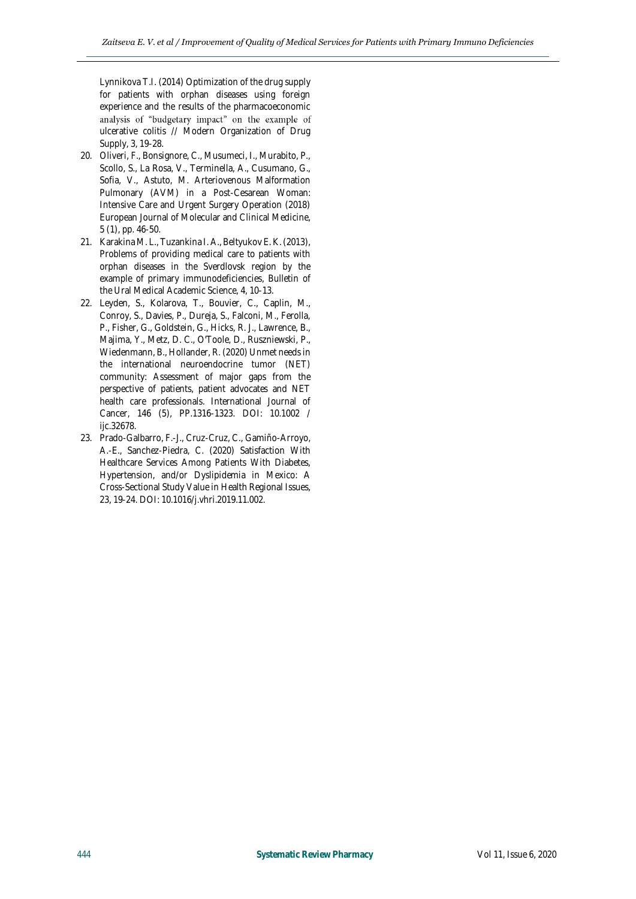Lynnikova T.I. (2014) Optimization of the drug supply for patients with orphan diseases using foreign experience and the results of the pharmacoeconomic analysis of "budgetary impact" on the example of ulcerative colitis // Modern Organization of Drug Supply, 3, 19-28.

20. Oliveri, F., Bonsignore, C., Musumeci, I., Murabito, P., Scollo, S., La Rosa, V., Terminella, A., Cusumano, G., Sofia, V., Astuto, M. Arteriovenous Malformation Pulmonary (AVM) in a Post-Cesarean Woman: Intensive Care and Urgent Surgery Operation (2018) European Journal of Molecular and Clinical Medicine, 5 (1), pp. 46-50.
21. Karakina M. L., Tuzankina I. A., Beltyukov E. K. (2013), Problems of providing medical care to patients with orphan diseases in the Sverdlovsk region by the example of primary immunodeficiencies, Bulletin of the Ural Medical Academic Science, 4, 10-13.
22. Leyden, S., Kolarova, T., Bouvier, C., Caplin, M., Conroy, S., Davies, P., Dureja, S., Falconi, M., Ferolla, P., Fisher, G., Goldstein, G., Hicks, R. J., Lawrence, B., Majima, Y., Metz, D. C., O'Toole, D., Ruszniewski, P., Wiedenmann, B., Hollander, R. (2020) Unmet needs in the international neuroendocrine tumor (NET) community: Assessment of major gaps from the perspective of patients, patient advocates and NET health care professionals. International Journal of Cancer, 146 (5), PP.1316-1323. DOI: 10.1002 / ijc.32678.
23. Prado-Galbarro, F.-J., Cruz-Cruz, C., Gamiño-Arroyo, A.-E., Sanchez-Piedra, C. (2020) Satisfaction With Healthcare Services Among Patients With Diabetes, Hypertension, and/or Dyslipidemia in Mexico: A Cross-Sectional Study Value in Health Regional Issues, 23, 19-24. DOI: 10.1016/j.vhri.2019.11.002.